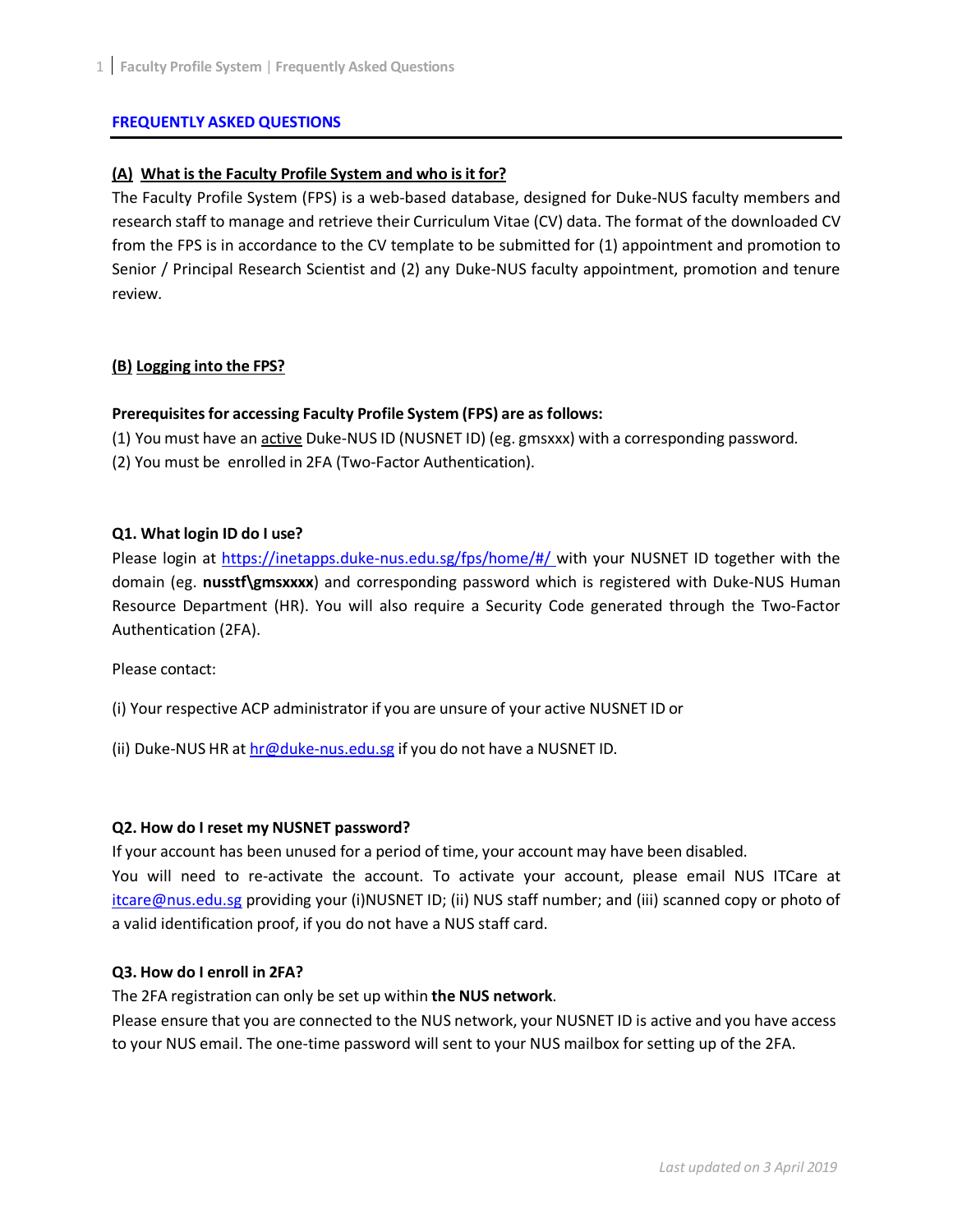# FREQUENTLY ASKED QUESTIONS

## (A) What is the Faculty Profile System and who is it for?

The Faculty Profile System (FPS) is a web-based database, designed for Duke-NUS faculty members and research staff to manage and retrieve their Curriculum Vitae (CV) data. The format of the downloaded CV from the FPS is in accordance to the CV template to be submitted for (1) appointment and promotion to Senior / Principal Research Scientist and (2) any Duke-NUS faculty appointment, promotion and tenure review.

## (B) Logging into the FPS?

**Prerequisites for accessing Faculty Profile System (FPS) are as follows:**

(1) You must have an active Duke-NUS ID (NUSNET ID) (eg. gmsxxx) with a corresponding password.

(2) You must be enrolled in 2FA (Two-Factor Authentication).

### Q1. What login ID do I use?

Please login at https://inetapps.duke-nus.edu.sg/fps/home/#/ with your NUSNET ID together with the domain (eg. **nusstf\gmsxxxx**) and corresponding password which is registered with Duke-NUS Human Resource Department (HR). You will also require a Security Code generated through the Two-Factor Authentication (2FA).

Please contact:

(i) Your respective ACP administrator if you are unsure of your active NUSNET ID or

(ii) Duke-NUS HR at hr@duke-nus.edu.sg if you do not have a NUSNET ID.

### Q2. How do I reset my NUSNET password?

If your account has been unused for a period of time, your account may have been disabled.
You will need to re-activate the account. To activate your account, please email NUS ITCare at itcare@nus.edu.sg providing your (i)NUSNET ID; (ii) NUS staff number; and (iii) scanned copy or photo of a valid identification proof, if you do not have a NUS staff card.

### Q3. How do I enroll in 2FA?

The 2FA registration can only be set up within **the NUS network**.
Please ensure that you are connected to the NUS network, your NUSNET ID is active and you have access to your NUS email. The one-time password will sent to your NUS mailbox for setting up of the 2FA.

*Last updated on 3 April 2019*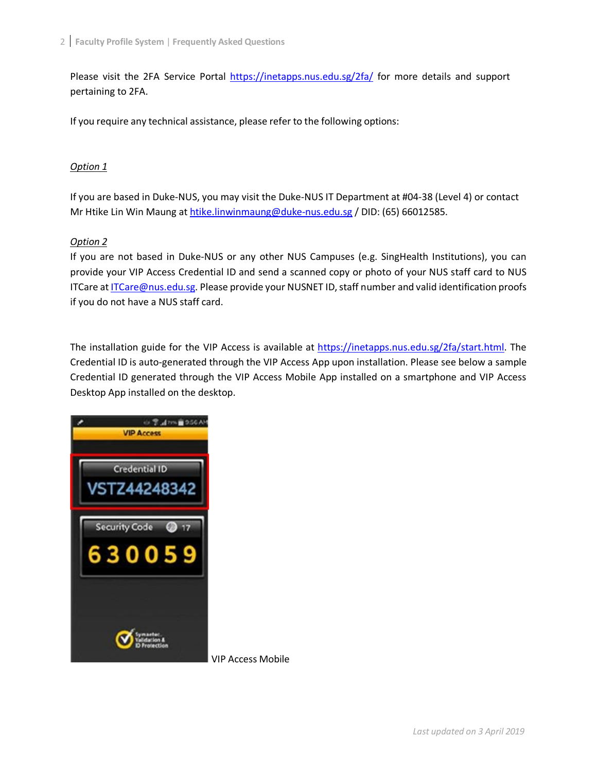Please visit the 2FA Service Portal https://inetapps.nus.edu.sg/2fa/ for more details and support pertaining to 2FA.

If you require any technical assistance, please refer to the following options:

*Option 1*

If you are based in Duke-NUS, you may visit the Duke-NUS IT Department at #04-38 (Level 4) or contact Mr Htike Lin Win Maung at htike.linwinmaung@duke-nus.edu.sg / DID: (65) 66012585.

*Option 2*

If you are not based in Duke-NUS or any other NUS Campuses (e.g. SingHealth Institutions), you can provide your VIP Access Credential ID and send a scanned copy or photo of your NUS staff card to NUS ITCare at ITCare@nus.edu.sg. Please provide your NUSNET ID, staff number and valid identification proofs if you do not have a NUS staff card.

The installation guide for the VIP Access is available at https://inetapps.nus.edu.sg/2fa/start.html. The Credential ID is auto-generated through the VIP Access App upon installation. Please see below a sample Credential ID generated through the VIP Access Mobile App installed on a smartphone and VIP Access Desktop App installed on the desktop.

VIP Access Mobile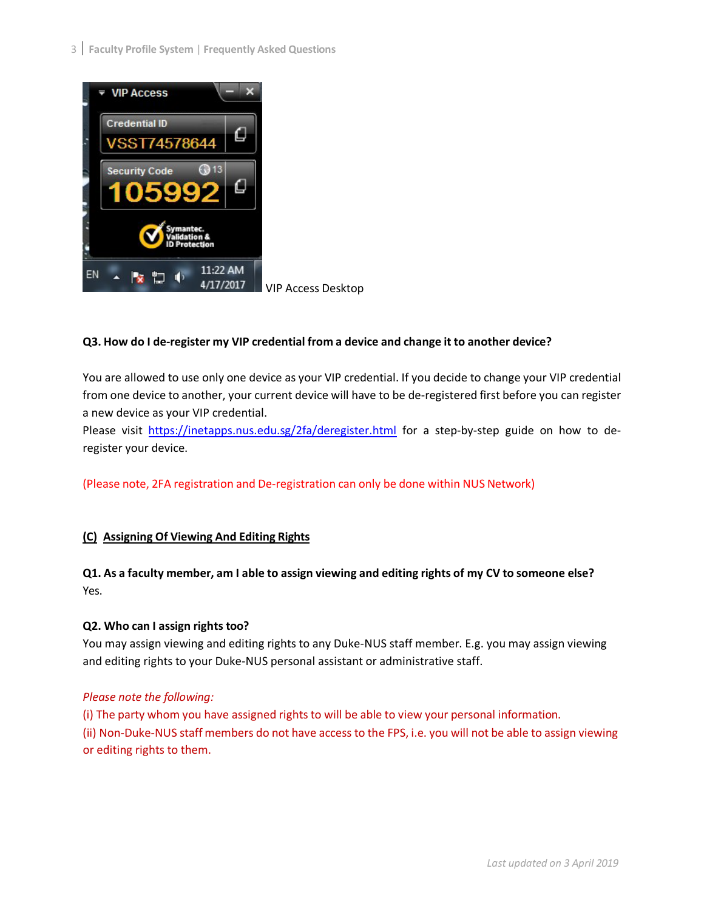VIP Access Desktop

**Q3. How do I de-register my VIP credential from a device and change it to another device?**

You are allowed to use only one device as your VIP credential. If you decide to change your VIP credential from one device to another, your current device will have to be de-registered first before you can register a new device as your VIP credential.
Please visit https://inetapps.nus.edu.sg/2fa/deregister.html for a step-by-step guide on how to de-register your device.

(Please note, 2FA registration and De-registration can only be done within NUS Network)

## (C) Assigning Of Viewing And Editing Rights

**Q1. As a faculty member, am I able to assign viewing and editing rights of my CV to someone else?**
Yes.

**Q2. Who can I assign rights too?**
You may assign viewing and editing rights to any Duke-NUS staff member. E.g. you may assign viewing and editing rights to your Duke-NUS personal assistant or administrative staff.

*Please note the following:*
(i) The party whom you have assigned rights to will be able to view your personal information.
(ii) Non-Duke-NUS staff members do not have access to the FPS, i.e. you will not be able to assign viewing or editing rights to them.

*Last updated on 3 April 2019*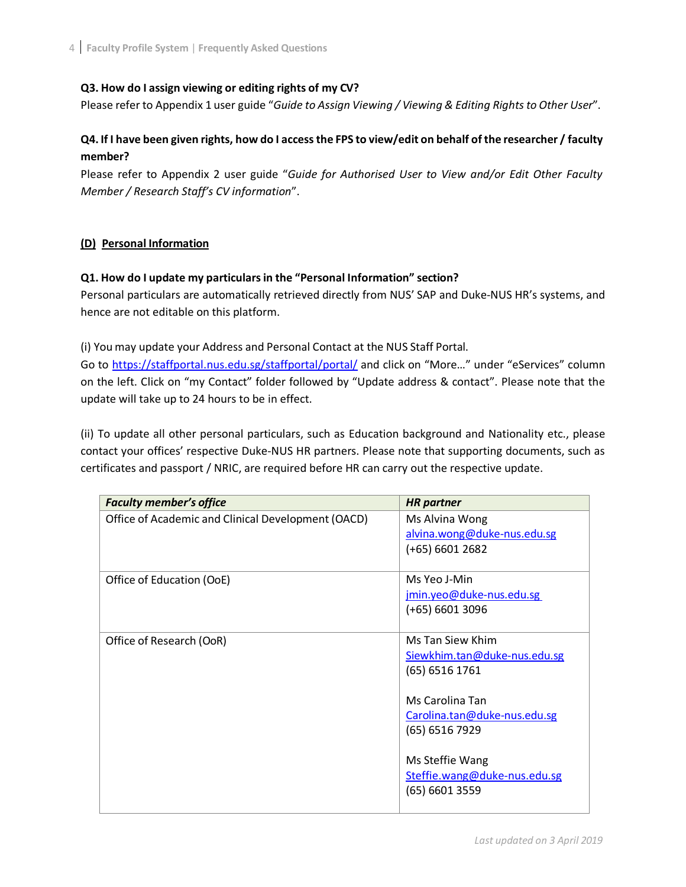**Q3. How do I assign viewing or editing rights of my CV?**

Please refer to Appendix 1 user guide "*Guide to Assign Viewing / Viewing & Editing Rights to Other User*".

**Q4. If I have been given rights, how do I access the FPS to view/edit on behalf of the researcher / faculty member?**

Please refer to Appendix 2 user guide "*Guide for Authorised User to View and/or Edit Other Faculty Member / Research Staff's CV information*".

## (D) Personal Information

**Q1. How do I update my particulars in the "Personal Information" section?**

Personal particulars are automatically retrieved directly from NUS' SAP and Duke-NUS HR's systems, and hence are not editable on this platform.

(i) You may update your Address and Personal Contact at the NUS Staff Portal.
Go to https://staffportal.nus.edu.sg/staffportal/portal/ and click on "More…" under "eServices" column on the left. Click on "my Contact" folder followed by "Update address & contact". Please note that the update will take up to 24 hours to be in effect.

(ii) To update all other personal particulars, such as Education background and Nationality etc., please contact your offices' respective Duke-NUS HR partners. Please note that supporting documents, such as certificates and passport / NRIC, are required before HR can carry out the respective update.

| ***Faculty member's office*** | ***HR partner*** |
|---|---|
| Office of Academic and Clinical Development (OACD) | Ms Alvina Wong<br>alvina.wong@duke-nus.edu.sg<br>(+65) 6601 2682 |
| Office of Education (OoE) | Ms Yeo J-Min<br>jmin.yeo@duke-nus.edu.sg<br>(+65) 6601 3096 |
| Office of Research (OoR) | Ms Tan Siew Khim<br>Siewkhim.tan@duke-nus.edu.sg<br>(65) 6516 1761<br><br>Ms Carolina Tan<br>Carolina.tan@duke-nus.edu.sg<br>(65) 6516 7929<br><br>Ms Steffie Wang<br>Steffie.wang@duke-nus.edu.sg<br>(65) 6601 3559 |

*Last updated on 3 April 2019*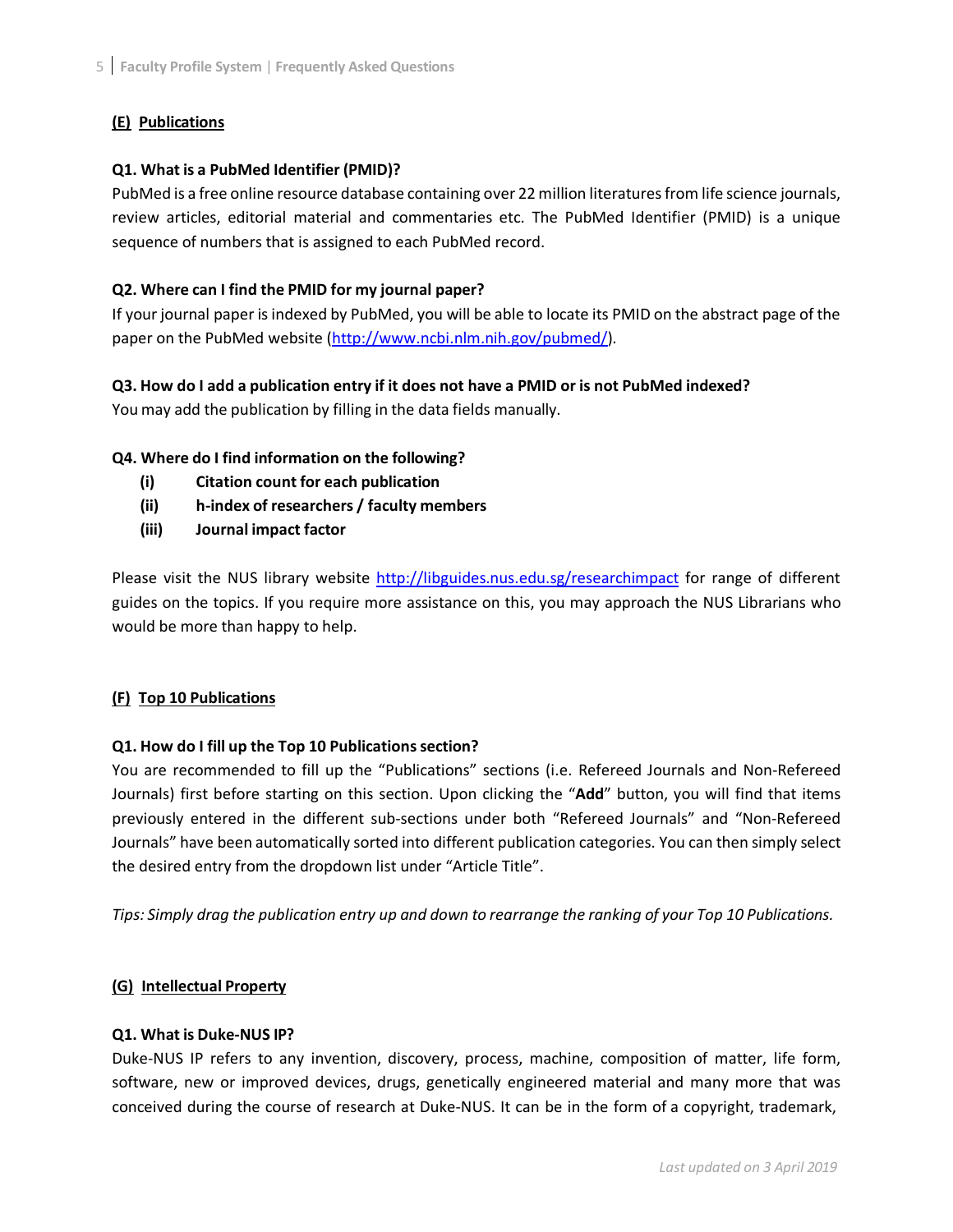## (E) Publications

**Q1. What is a PubMed Identifier (PMID)?**

PubMed is a free online resource database containing over 22 million literatures from life science journals, review articles, editorial material and commentaries etc. The PubMed Identifier (PMID) is a unique sequence of numbers that is assigned to each PubMed record.

**Q2. Where can I find the PMID for my journal paper?**

If your journal paper is indexed by PubMed, you will be able to locate its PMID on the abstract page of the paper on the PubMed website (http://www.ncbi.nlm.nih.gov/pubmed/).

**Q3. How do I add a publication entry if it does not have a PMID or is not PubMed indexed?**

You may add the publication by filling in the data fields manually.

**Q4. Where do I find information on the following?**

- **(i) Citation count for each publication**
- **(ii) h-index of researchers / faculty members**
- **(iii) Journal impact factor**

Please visit the NUS library website http://libguides.nus.edu.sg/researchimpact for range of different guides on the topics. If you require more assistance on this, you may approach the NUS Librarians who would be more than happy to help.

## (F) Top 10 Publications

**Q1. How do I fill up the Top 10 Publications section?**

You are recommended to fill up the "Publications" sections (i.e. Refereed Journals and Non-Refereed Journals) first before starting on this section. Upon clicking the "**Add**" button, you will find that items previously entered in the different sub-sections under both "Refereed Journals" and "Non-Refereed Journals" have been automatically sorted into different publication categories. You can then simply select the desired entry from the dropdown list under "Article Title".

*Tips: Simply drag the publication entry up and down to rearrange the ranking of your Top 10 Publications.*

## (G) Intellectual Property

**Q1. What is Duke-NUS IP?**

Duke-NUS IP refers to any invention, discovery, process, machine, composition of matter, life form, software, new or improved devices, drugs, genetically engineered material and many more that was conceived during the course of research at Duke-NUS. It can be in the form of a copyright, trademark,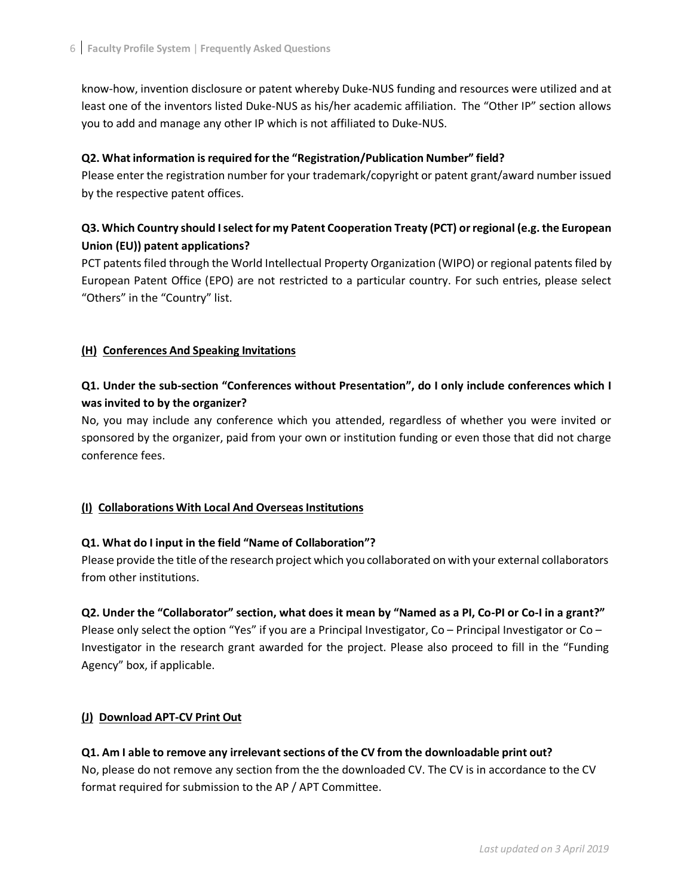know-how, invention disclosure or patent whereby Duke-NUS funding and resources were utilized and at least one of the inventors listed Duke-NUS as his/her academic affiliation. The "Other IP" section allows you to add and manage any other IP which is not affiliated to Duke-NUS.

**Q2. What information is required for the "Registration/Publication Number" field?**

Please enter the registration number for your trademark/copyright or patent grant/award number issued by the respective patent offices.

**Q3. Which Country should I select for my Patent Cooperation Treaty (PCT) or regional (e.g. the European Union (EU)) patent applications?**

PCT patents filed through the World Intellectual Property Organization (WIPO) or regional patents filed by European Patent Office (EPO) are not restricted to a particular country. For such entries, please select "Others" in the "Country" list.

## (H) Conferences And Speaking Invitations

**Q1. Under the sub-section "Conferences without Presentation", do I only include conferences which I was invited to by the organizer?**

No, you may include any conference which you attended, regardless of whether you were invited or sponsored by the organizer, paid from your own or institution funding or even those that did not charge conference fees.

## (I) Collaborations With Local And Overseas Institutions

**Q1. What do I input in the field "Name of Collaboration"?**

Please provide the title of the research project which you collaborated on with your external collaborators from other institutions.

**Q2. Under the "Collaborator" section, what does it mean by "Named as a PI, Co-PI or Co-I in a grant?"**

Please only select the option "Yes" if you are a Principal Investigator, Co – Principal Investigator or Co – Investigator in the research grant awarded for the project. Please also proceed to fill in the "Funding Agency" box, if applicable.

## (J) Download APT-CV Print Out

**Q1. Am I able to remove any irrelevant sections of the CV from the downloadable print out?**

No, please do not remove any section from the the downloaded CV. The CV is in accordance to the CV format required for submission to the AP / APT Committee.

*Last updated on 3 April 2019*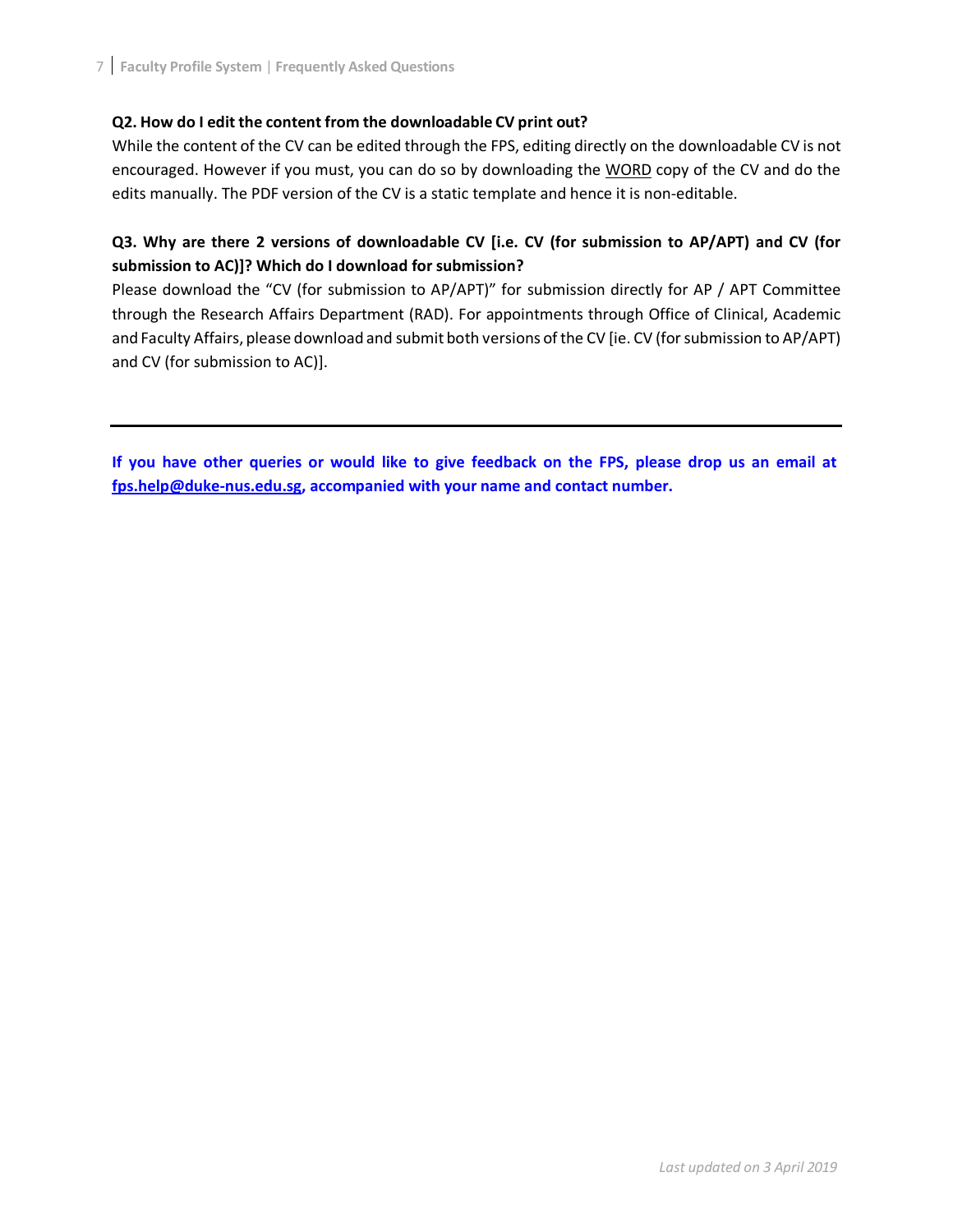**Q2. How do I edit the content from the downloadable CV print out?**

While the content of the CV can be edited through the FPS, editing directly on the downloadable CV is not encouraged. However if you must, you can do so by downloading the WORD copy of the CV and do the edits manually. The PDF version of the CV is a static template and hence it is non-editable.

**Q3. Why are there 2 versions of downloadable CV [i.e. CV (for submission to AP/APT) and CV (for submission to AC)]? Which do I download for submission?**

Please download the "CV (for submission to AP/APT)" for submission directly for AP / APT Committee through the Research Affairs Department (RAD). For appointments through Office of Clinical, Academic and Faculty Affairs, please download and submit both versions of the CV [ie. CV (for submission to AP/APT) and CV (for submission to AC)].

---

**If you have other queries or would like to give feedback on the FPS, please drop us an email at fps.help@duke-nus.edu.sg, accompanied with your name and contact number.**

*Last updated on 3 April 2019*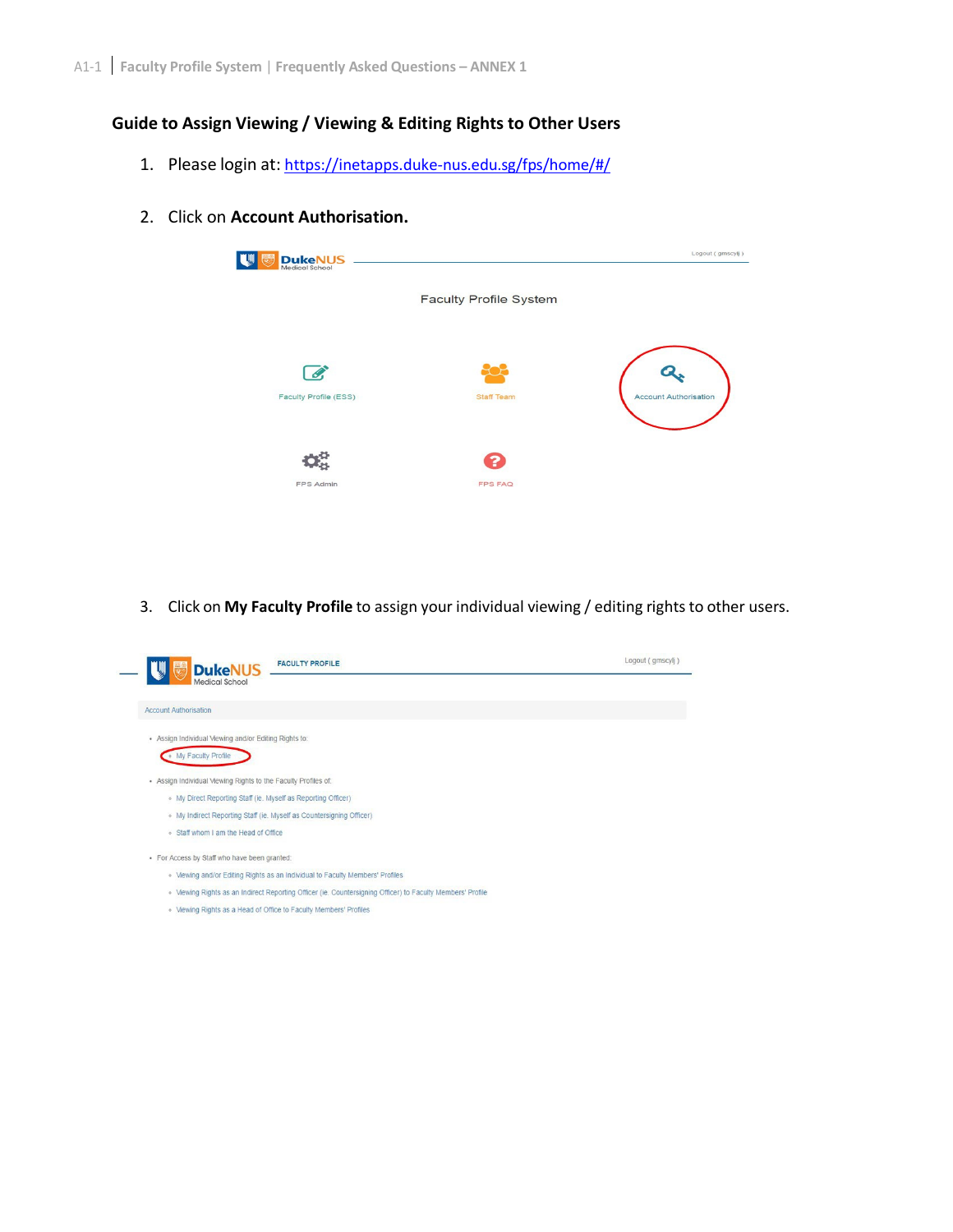## Guide to Assign Viewing / Viewing & Editing Rights to Other Users

1. Please login at: [https://inetapps.duke-nus.edu.sg/fps/home/#/](https://inetapps.duke-nus.edu.sg/fps/home/#/)

2. Click on **Account Authorisation.**

3. Click on **My Faculty Profile** to assign your individual viewing / editing rights to other users.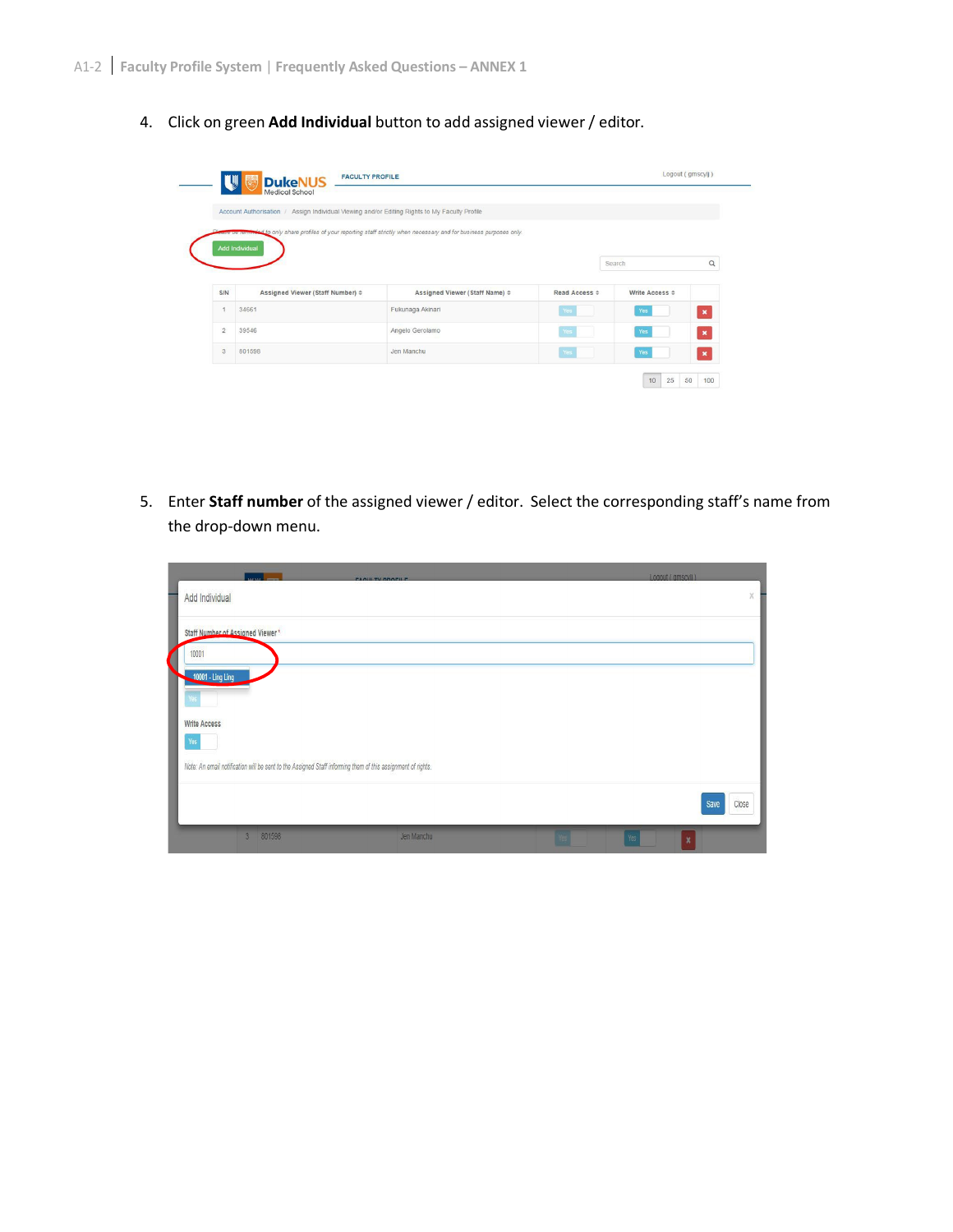4. Click on green **Add Individual** button to add assigned viewer / editor.

5. Enter **Staff number** of the assigned viewer / editor. Select the corresponding staff's name from the drop-down menu.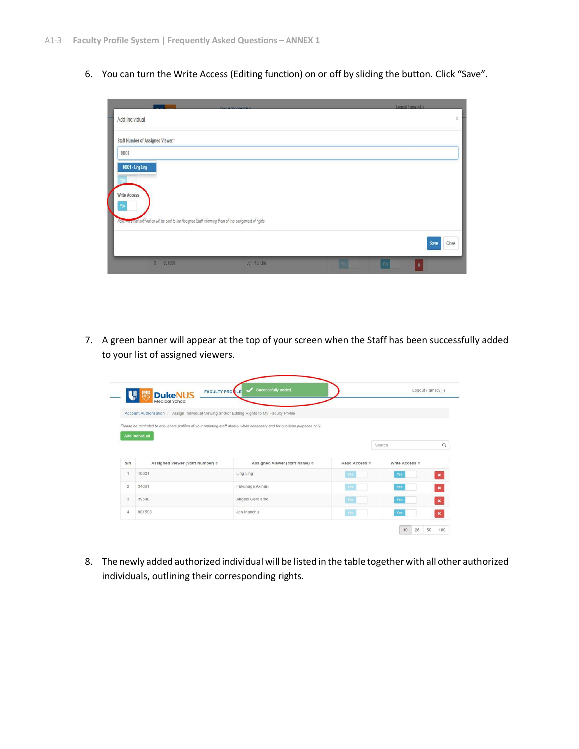6. You can turn the Write Access (Editing function) on or off by sliding the button. Click “Save”.

7. A green banner will appear at the top of your screen when the Staff has been successfully added to your list of assigned viewers.

8. The newly added authorized individual will be listed in the table together with all other authorized individuals, outlining their corresponding rights.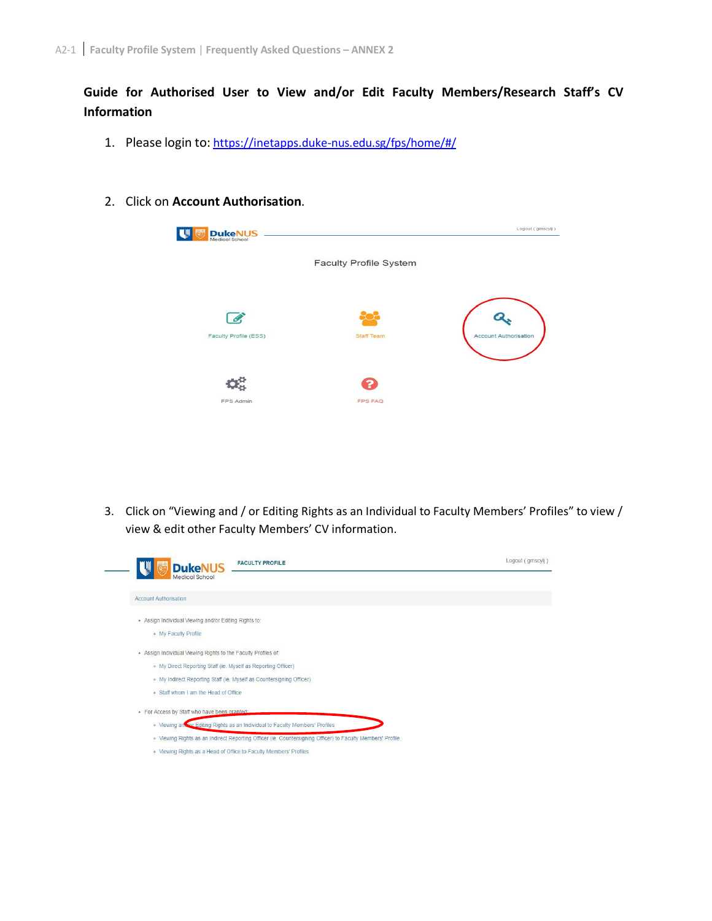## Guide for Authorised User to View and/or Edit Faculty Members/Research Staff's CV Information

1. Please login to: https://inetapps.duke-nus.edu.sg/fps/home/#/

2. Click on **Account Authorisation**.

3. Click on "Viewing and / or Editing Rights as an Individual to Faculty Members' Profiles" to view / view & edit other Faculty Members' CV information.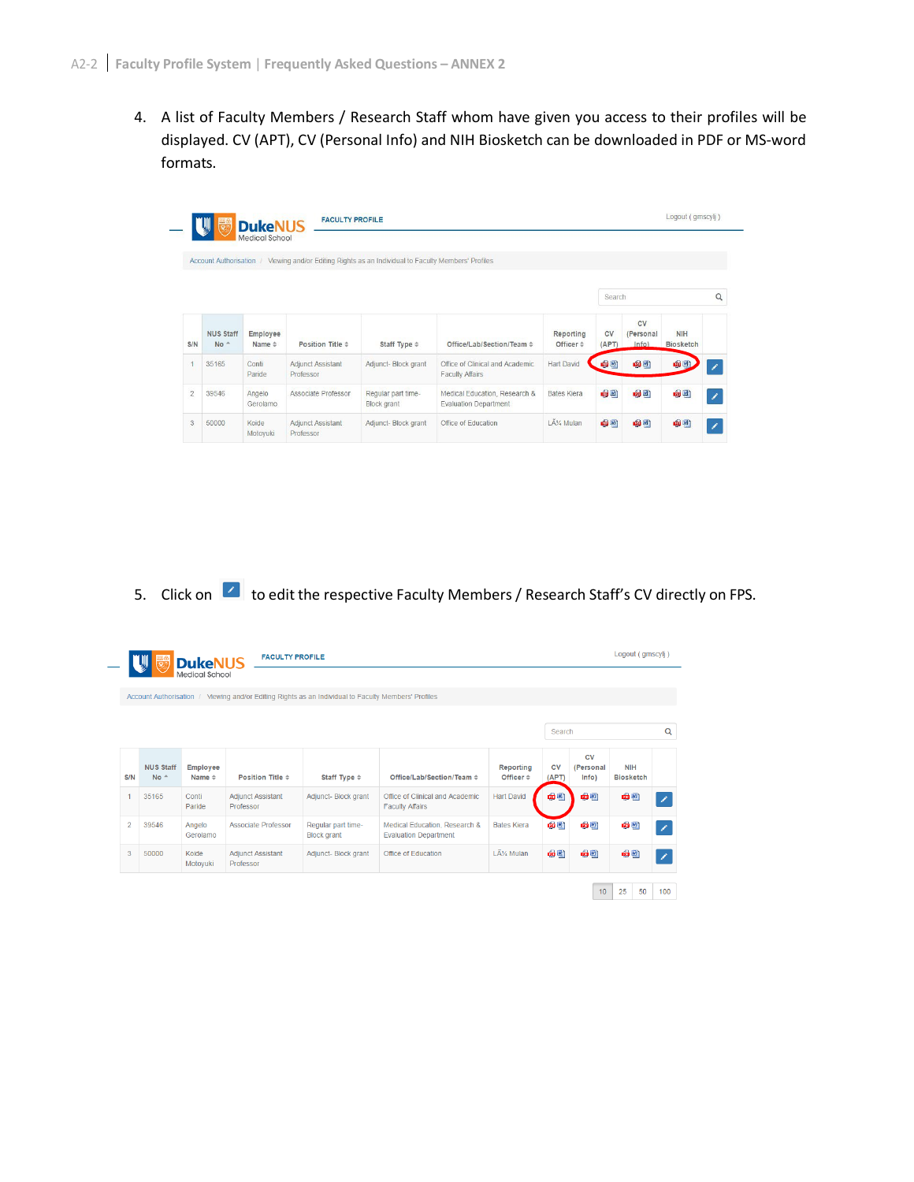4. A list of Faculty Members / Research Staff whom have given you access to their profiles will be displayed. CV (APT), CV (Personal Info) and NIH Biosketch can be downloaded in PDF or MS-word formats.

DukeNUS Medical School FACULTY PROFILE Logout ( gmscylj )

Account Authorisation / Viewing and/or Editing Rights as an Individual to Faculty Members' Profiles

Search

| S/N | NUS Staff No | Employee Name | Position Title | Staff Type | Office/Lab/Section/Team | Reporting Officer | CV (APT) | CV (Personal Info) | NIH Biosketch | |
|---|---|---|---|---|---|---|---|---|---|---|
| 1 | 35165 | Conti Paride | Adjunct Assistant Professor | Adjunct- Block grant | Office of Clinical and Academic Faculty Affairs | Hart David | | | | |
| 2 | 38546 | Angelo Gerolamo | Associate Professor | Regular part time- Block grant | Medical Education, Research & Evaluation Department | Bates Kiera | | | | |
| 3 | 50000 | Koide Motoyuki | Adjunct Assistant Professor | Adjunct- Block grant | Office of Education | LÃ¼ Mulan | | | | |

5. Click on [edit icon] to edit the respective Faculty Members / Research Staff's CV directly on FPS.

DukeNUS Medical School FACULTY PROFILE Logout ( gmscylj )

Account Authorisation / Viewing and/or Editing Rights as an Individual to Faculty Members' Profiles

Search

| S/N | NUS Staff No | Employee Name | Position Title | Staff Type | Office/Lab/Section/Team | Reporting Officer | CV (APT) | CV (Personal Info) | NIH Biosketch | |
|---|---|---|---|---|---|---|---|---|---|---|
| 1 | 35165 | Conti Paride | Adjunct Assistant Professor | Adjunct- Block grant | Office of Clinical and Academic Faculty Affairs | Hart David | | | | |
| 2 | 39546 | Angelo Gerolamo | Associate Professor | Regular part time- Block grant | Medical Education, Research & Evaluation Department | Bates Kiera | | | | |
| 3 | 50000 | Koide Motoyuki | Adjunct Assistant Professor | Adjunct- Block grant | Office of Education | LÃ¼ Mulan | | | | |

10 25 50 100